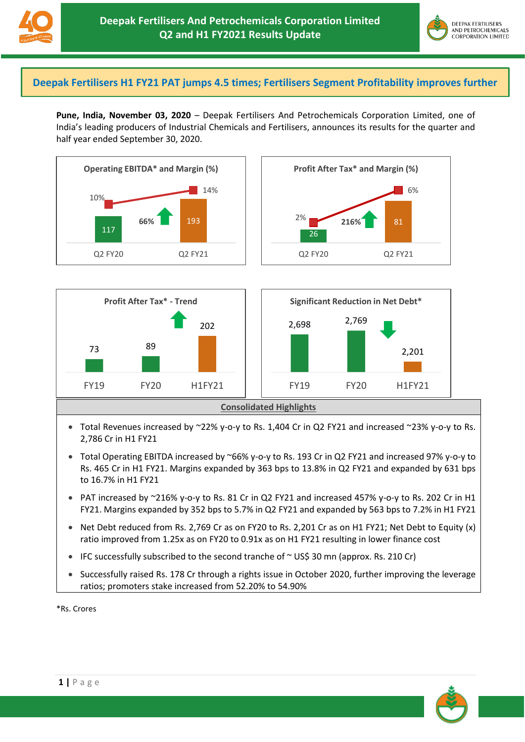# Deepak Fertilisers And Petrochemicals Corporation Limited
## Q2 and H1 FY2021 Results Update

### Deepak Fertilisers H1 FY21 PAT jumps 4.5 times; Fertilisers Segment Profitability improves further

**Pune, India, November 03, 2020** – Deepak Fertilisers And Petrochemicals Corporation Limited, one of India's leading producers of Industrial Chemicals and Fertilisers, announces its results for the quarter and half year ended September 30, 2020.

**Operating EBITDA* and Margin (%)**

| | Q2 FY20 | Q2 FY21 |
|---|---|---|
| Operating EBITDA | 117 | 193 |
| Margin (%) | 10% | 14% |

Growth: 66%

**Profit After Tax* and Margin (%)**

| | Q2 FY20 | Q2 FY21 |
|---|---|---|
| Profit After Tax | 26 | 81 |
| Margin (%) | 2% | 6% |

Growth: 216%

**Profit After Tax* - Trend**

| FY19 | FY20 | H1FY21 |
|---|---|---|
| 73 | 89 | 202 |

**Significant Reduction in Net Debt***

| FY19 | FY20 | H1FY21 |
|---|---|---|
| 2,698 | 2,769 | 2,201 |

**Consolidated Highlights**

- Total Revenues increased by ~22% y-o-y to Rs. 1,404 Cr in Q2 FY21 and increased ~23% y-o-y to Rs. 2,786 Cr in H1 FY21
- Total Operating EBITDA increased by ~66% y-o-y to Rs. 193 Cr in Q2 FY21 and increased 97% y-o-y to Rs. 465 Cr in H1 FY21. Margins expanded by 363 bps to 13.8% in Q2 FY21 and expanded by 631 bps to 16.7% in H1 FY21
- PAT increased by ~216% y-o-y to Rs. 81 Cr in Q2 FY21 and increased 457% y-o-y to Rs. 202 Cr in H1 FY21. Margins expanded by 352 bps to 5.7% in Q2 FY21 and expanded by 563 bps to 7.2% in H1 FY21
- Net Debt reduced from Rs. 2,769 Cr as on FY20 to Rs. 2,201 Cr as on H1 FY21; Net Debt to Equity (x) ratio improved from 1.25x as on FY20 to 0.91x as on H1 FY21 resulting in lower finance cost
- IFC successfully subscribed to the second tranche of ~ US$ 30 mn (approx. Rs. 210 Cr)
- Successfully raised Rs. 178 Cr through a rights issue in October 2020, further improving the leverage ratios; promoters stake increased from 52.20% to 54.90%

*Rs. Crores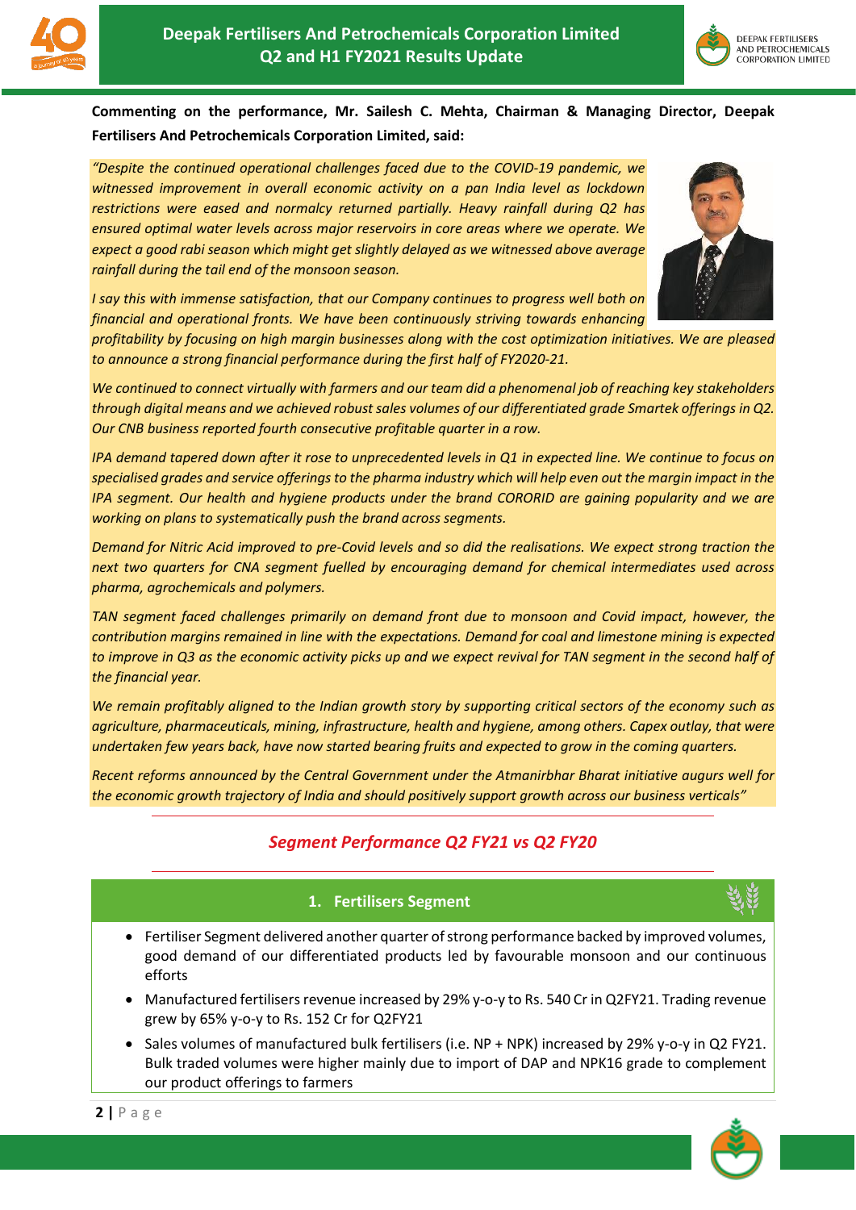**Commenting on the performance, Mr. Sailesh C. Mehta, Chairman & Managing Director, Deepak Fertilisers And Petrochemicals Corporation Limited, said:**

*"Despite the continued operational challenges faced due to the COVID-19 pandemic, we witnessed improvement in overall economic activity on a pan India level as lockdown restrictions were eased and normalcy returned partially. Heavy rainfall during Q2 has ensured optimal water levels across major reservoirs in core areas where we operate. We expect a good rabi season which might get slightly delayed as we witnessed above average rainfall during the tail end of the monsoon season.*

*I say this with immense satisfaction, that our Company continues to progress well both on financial and operational fronts. We have been continuously striving towards enhancing profitability by focusing on high margin businesses along with the cost optimization initiatives. We are pleased to announce a strong financial performance during the first half of FY2020-21.*

*We continued to connect virtually with farmers and our team did a phenomenal job of reaching key stakeholders through digital means and we achieved robust sales volumes of our differentiated grade Smartek offerings in Q2. Our CNB business reported fourth consecutive profitable quarter in a row.*

*IPA demand tapered down after it rose to unprecedented levels in Q1 in expected line. We continue to focus on specialised grades and service offerings to the pharma industry which will help even out the margin impact in the IPA segment. Our health and hygiene products under the brand CORORID are gaining popularity and we are working on plans to systematically push the brand across segments.*

*Demand for Nitric Acid improved to pre-Covid levels and so did the realisations. We expect strong traction the next two quarters for CNA segment fuelled by encouraging demand for chemical intermediates used across pharma, agrochemicals and polymers.*

*TAN segment faced challenges primarily on demand front due to monsoon and Covid impact, however, the contribution margins remained in line with the expectations. Demand for coal and limestone mining is expected to improve in Q3 as the economic activity picks up and we expect revival for TAN segment in the second half of the financial year.*

*We remain profitably aligned to the Indian growth story by supporting critical sectors of the economy such as agriculture, pharmaceuticals, mining, infrastructure, health and hygiene, among others. Capex outlay, that were undertaken few years back, have now started bearing fruits and expected to grow in the coming quarters.*

*Recent reforms announced by the Central Government under the Atmanirbhar Bharat initiative augurs well for the economic growth trajectory of India and should positively support growth across our business verticals"*

## *Segment Performance Q2 FY21 vs Q2 FY20*

### 1. Fertilisers Segment

- Fertiliser Segment delivered another quarter of strong performance backed by improved volumes, good demand of our differentiated products led by favourable monsoon and our continuous efforts
- Manufactured fertilisers revenue increased by 29% y-o-y to Rs. 540 Cr in Q2FY21. Trading revenue grew by 65% y-o-y to Rs. 152 Cr for Q2FY21
- Sales volumes of manufactured bulk fertilisers (i.e. NP + NPK) increased by 29% y-o-y in Q2 FY21. Bulk traded volumes were higher mainly due to import of DAP and NPK16 grade to complement our product offerings to farmers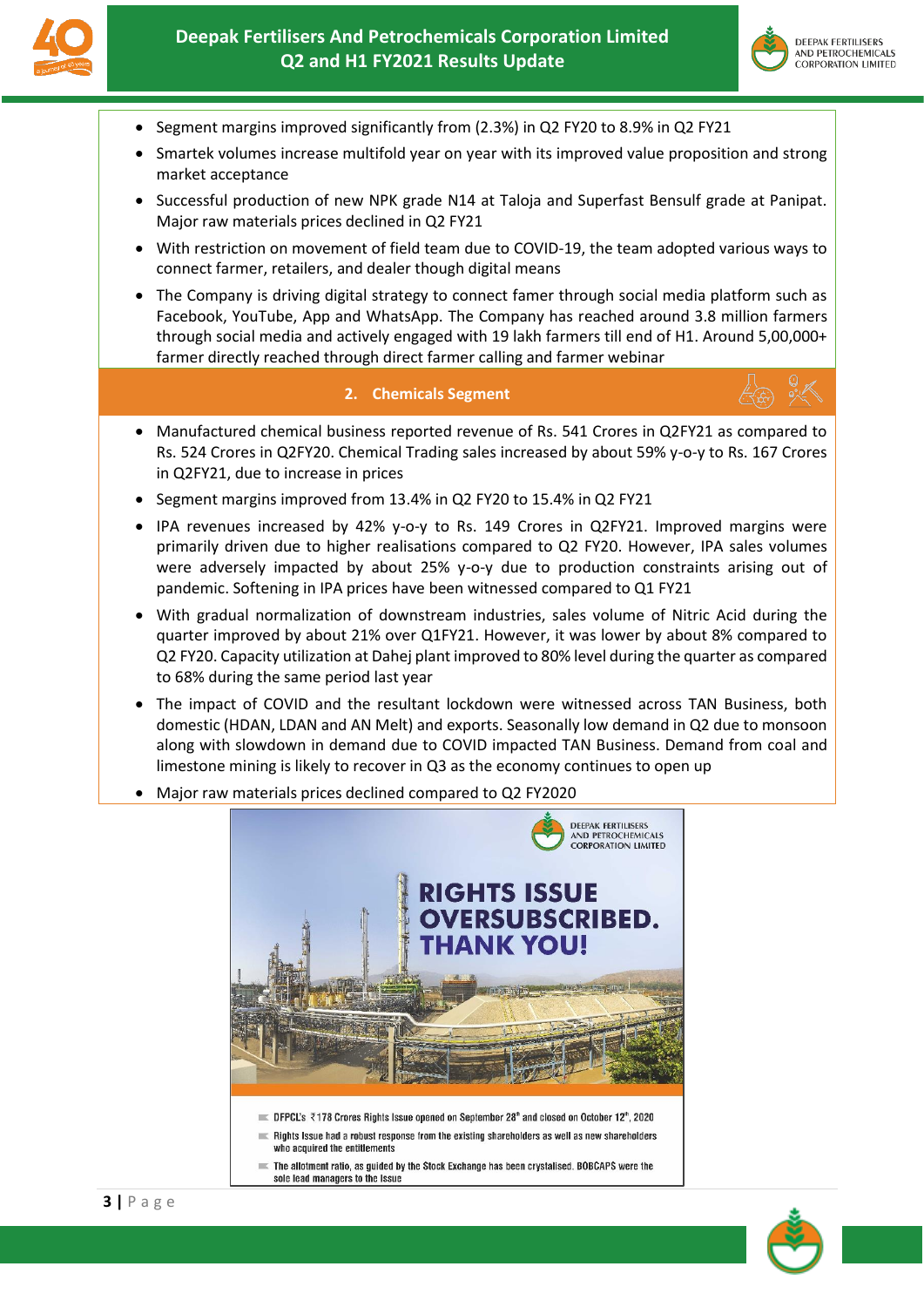- Segment margins improved significantly from (2.3%) in Q2 FY20 to 8.9% in Q2 FY21
- Smartek volumes increase multifold year on year with its improved value proposition and strong market acceptance
- Successful production of new NPK grade N14 at Taloja and Superfast Bensulf grade at Panipat. Major raw materials prices declined in Q2 FY21
- With restriction on movement of field team due to COVID-19, the team adopted various ways to connect farmer, retailers, and dealer though digital means
- The Company is driving digital strategy to connect famer through social media platform such as Facebook, YouTube, App and WhatsApp. The Company has reached around 3.8 million farmers through social media and actively engaged with 19 lakh farmers till end of H1. Around 5,00,000+ farmer directly reached through direct farmer calling and farmer webinar

## 2. Chemicals Segment

- Manufactured chemical business reported revenue of Rs. 541 Crores in Q2FY21 as compared to Rs. 524 Crores in Q2FY20. Chemical Trading sales increased by about 59% y-o-y to Rs. 167 Crores in Q2FY21, due to increase in prices
- Segment margins improved from 13.4% in Q2 FY20 to 15.4% in Q2 FY21
- IPA revenues increased by 42% y-o-y to Rs. 149 Crores in Q2FY21. Improved margins were primarily driven due to higher realisations compared to Q2 FY20. However, IPA sales volumes were adversely impacted by about 25% y-o-y due to production constraints arising out of pandemic. Softening in IPA prices have been witnessed compared to Q1 FY21
- With gradual normalization of downstream industries, sales volume of Nitric Acid during the quarter improved by about 21% over Q1FY21. However, it was lower by about 8% compared to Q2 FY20. Capacity utilization at Dahej plant improved to 80% level during the quarter as compared to 68% during the same period last year
- The impact of COVID and the resultant lockdown were witnessed across TAN Business, both domestic (HDAN, LDAN and AN Melt) and exports. Seasonally low demand in Q2 due to monsoon along with slowdown in demand due to COVID impacted TAN Business. Demand from coal and limestone mining is likely to recover in Q3 as the economy continues to open up
- Major raw materials prices declined compared to Q2 FY2020

**RIGHTS ISSUE OVERSUBSCRIBED. THANK YOU!**

- DFPCL's ₹178 Crores Rights Issue opened on September 28th and closed on October 12th, 2020
- Rights Issue had a robust response from the existing shareholders as well as new shareholders who acquired the entitlements
- The allotment ratio, as guided by the Stock Exchange has been crystalised. BOBCAPS were the sole lead managers to the Issue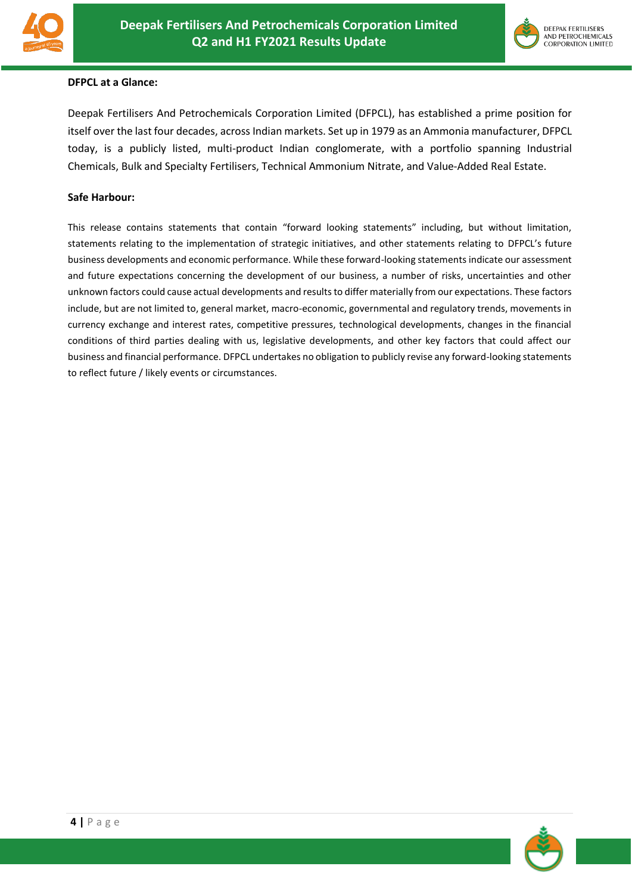**DFPCL at a Glance:**

Deepak Fertilisers And Petrochemicals Corporation Limited (DFPCL), has established a prime position for itself over the last four decades, across Indian markets. Set up in 1979 as an Ammonia manufacturer, DFPCL today, is a publicly listed, multi-product Indian conglomerate, with a portfolio spanning Industrial Chemicals, Bulk and Specialty Fertilisers, Technical Ammonium Nitrate, and Value-Added Real Estate.

**Safe Harbour:**

This release contains statements that contain "forward looking statements" including, but without limitation, statements relating to the implementation of strategic initiatives, and other statements relating to DFPCL's future business developments and economic performance. While these forward-looking statements indicate our assessment and future expectations concerning the development of our business, a number of risks, uncertainties and other unknown factors could cause actual developments and results to differ materially from our expectations. These factors include, but are not limited to, general market, macro-economic, governmental and regulatory trends, movements in currency exchange and interest rates, competitive pressures, technological developments, changes in the financial conditions of third parties dealing with us, legislative developments, and other key factors that could affect our business and financial performance. DFPCL undertakes no obligation to publicly revise any forward-looking statements to reflect future / likely events or circumstances.